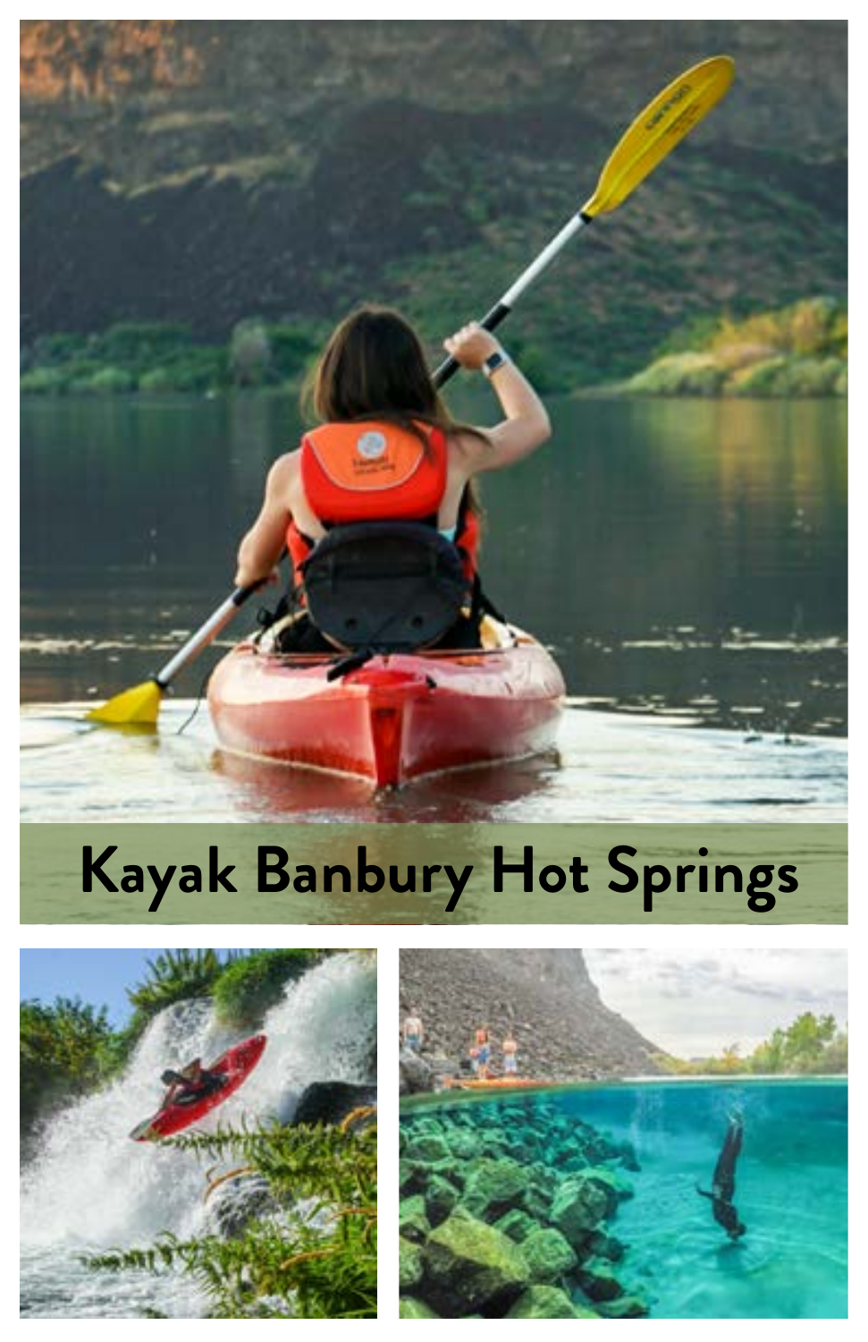# Kayak Banbury Hot Springs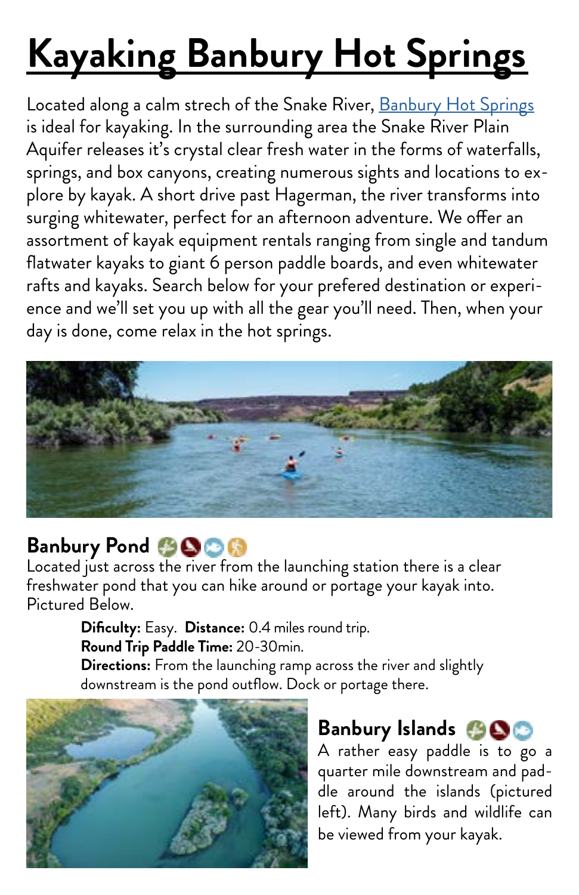# Kayaking Banbury Hot Springs

Located along a calm strech of the Snake River, Banbury Hot Springs is ideal for kayaking. In the surrounding area the Snake River Plain Aquifer releases it's crystal clear fresh water in the forms of waterfalls, springs, and box canyons, creating numerous sights and locations to explore by kayak. A short drive past Hagerman, the river transforms into surging whitewater, perfect for an afternoon adventure. We offer an assortment of kayak equipment rentals ranging from single and tandum flatwater kayaks to giant 6 person paddle boards, and even whitewater rafts and kayaks. Search below for your prefered destination or experience and we'll set you up with all the gear you'll need. Then, when your day is done, come relax in the hot springs.

## Banbury Pond

Located just across the river from the launching station there is a clear freshwater pond that you can hike around or portage your kayak into. Pictured Below.

**Dificulty:** Easy. **Distance:** 0.4 miles round trip.
**Round Trip Paddle Time:** 20-30min.
**Directions:** From the launching ramp across the river and slightly downstream is the pond outflow. Dock or portage there.

## Banbury Islands

A rather easy paddle is to go a quarter mile downstream and paddle around the islands (pictured left). Many birds and wildlife can be viewed from your kayak.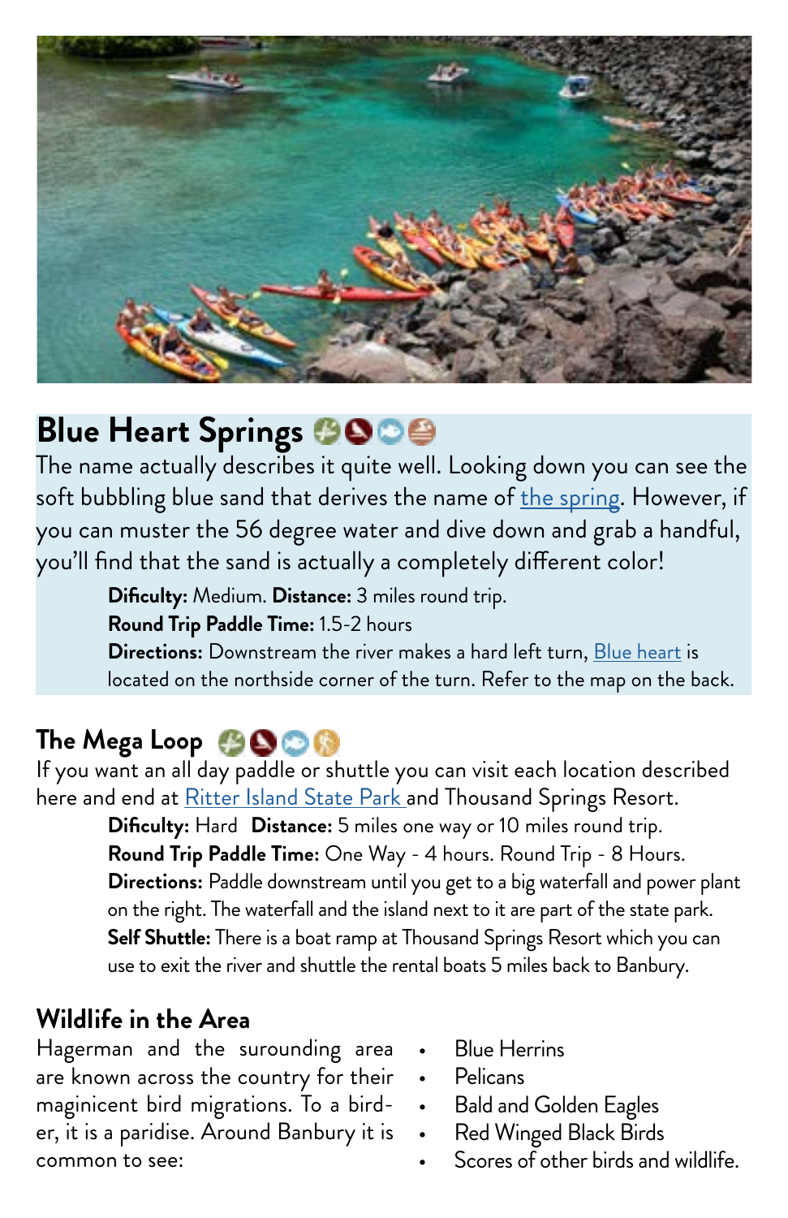## Blue Heart Springs

The name actually describes it quite well. Looking down you can see the soft bubbling blue sand that derives the name of the spring. However, if you can muster the 56 degree water and dive down and grab a handful, you'll find that the sand is actually a completely different color!

**Dificulty:** Medium. **Distance:** 3 miles round trip.

**Round Trip Paddle Time:** 1.5-2 hours

**Directions:** Downstream the river makes a hard left turn, Blue heart is located on the northside corner of the turn. Refer to the map on the back.

## The Mega Loop

If you want an all day paddle or shuttle you can visit each location described here and end at Ritter Island State Park and Thousand Springs Resort.

**Dificulty:** Hard **Distance:** 5 miles one way or 10 miles round trip.

**Round Trip Paddle Time:** One Way - 4 hours. Round Trip - 8 Hours.

**Directions:** Paddle downstream until you get to a big waterfall and power plant on the right. The waterfall and the island next to it are part of the state park.

**Self Shuttle:** There is a boat ramp at Thousand Springs Resort which you can use to exit the river and shuttle the rental boats 5 miles back to Banbury.

## Wildlife in the Area

Hagerman and the surounding area are known across the country for their maginicent bird migrations. To a birder, it is a paridise. Around Banbury it is common to see:

- Blue Herrins
- Pelicans
- Bald and Golden Eagles
- Red Winged Black Birds
- Scores of other birds and wildlife.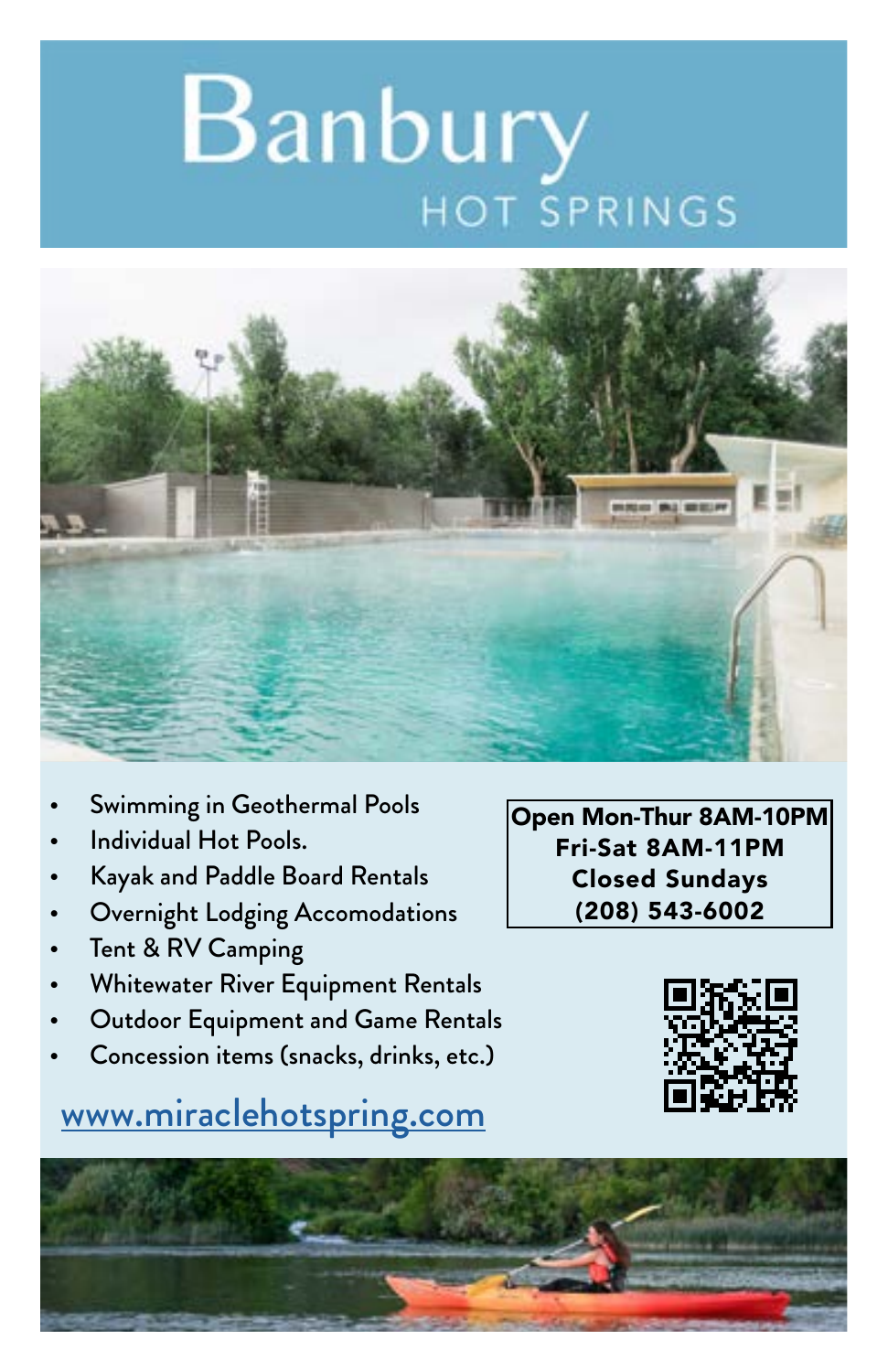# Banbury

## HOT SPRINGS

- Swimming in Geothermal Pools
- Individual Hot Pools.
- Kayak and Paddle Board Rentals
- Overnight Lodging Accomodations
- Tent & RV Camping
- Whitewater River Equipment Rentals
- Outdoor Equipment and Game Rentals
- Concession items (snacks, drinks, etc.)

**Open Mon-Thur 8AM-10PM**
**Fri-Sat 8AM-11PM**
**Closed Sundays**
**(208) 543-6002**

www.miraclehotspring.com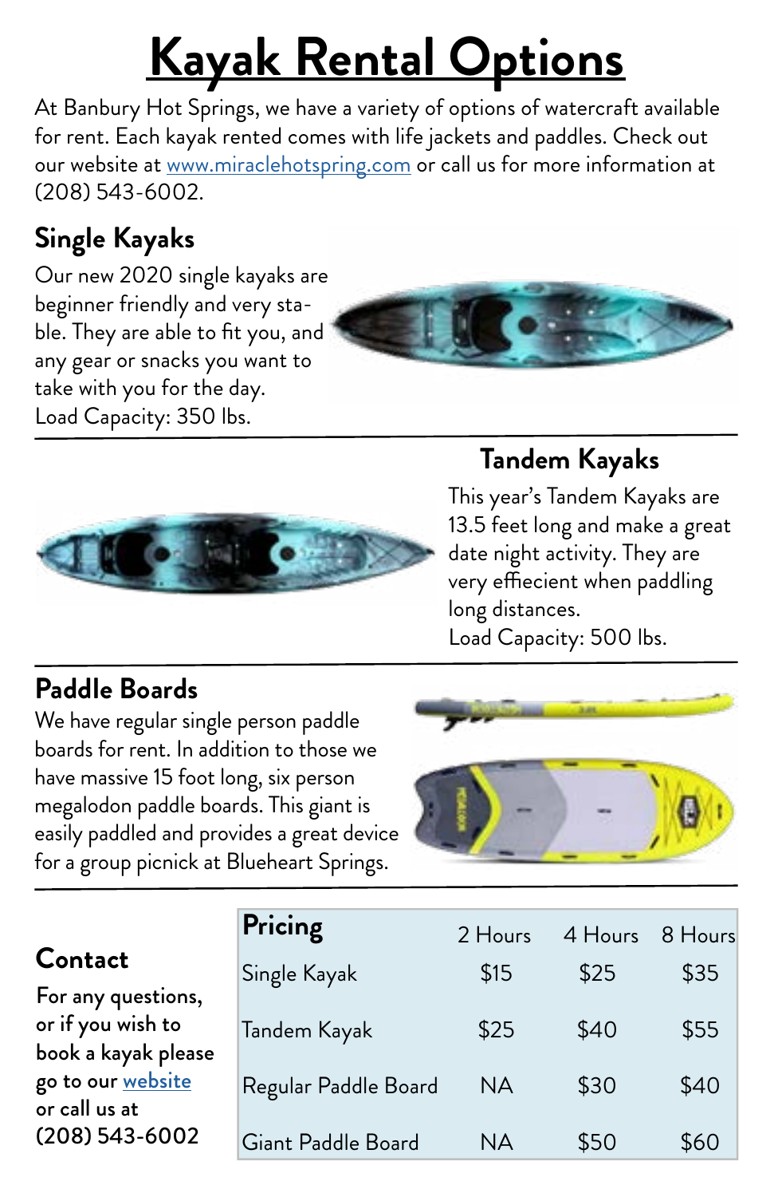# Kayak Rental Options

At Banbury Hot Springs, we have a variety of options of watercraft available for rent. Each kayak rented comes with life jackets and paddles. Check out our website at [www.miraclehotspring.com](www.miraclehotspring.com) or call us for more information at (208) 543-6002.

## Single Kayaks

Our new 2020 single kayaks are beginner friendly and very stable. They are able to fit you, and any gear or snacks you want to take with you for the day.
Load Capacity: 350 lbs.

## Tandem Kayaks

This year's Tandem Kayaks are 13.5 feet long and make a great date night activity. They are very effiecient when paddling long distances.
Load Capacity: 500 lbs.

## Paddle Boards

We have regular single person paddle boards for rent. In addition to those we have massive 15 foot long, six person megalodon paddle boards. This giant is easily paddled and provides a great device for a group picnick at Blueheart Springs.

## Contact

**For any questions, or if you wish to book a kayak please go to our [website](website) or call us at (208) 543-6002**

| **Pricing** | 2 Hours | 4 Hours | 8 Hours |
|---|---|---|---|
| Single Kayak | $15 | $25 | $35 |
| Tandem Kayak | $25 | $40 | $55 |
| Regular Paddle Board | NA | $30 | $40 |
| Giant Paddle Board | NA | $50 | $60 |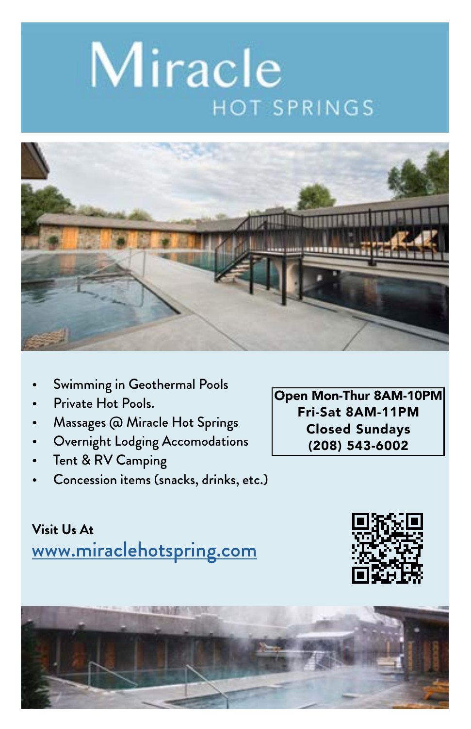# Miracle

## HOT SPRINGS

- Swimming in Geothermal Pools
- Private Hot Pools.
- Massages @ Miracle Hot Springs
- Overnight Lodging Accomodations
- Tent & RV Camping
- Concession items (snacks, drinks, etc.)

**Open Mon-Thur 8AM-10PM**
**Fri-Sat 8AM-11PM**
**Closed Sundays**
**(208) 543-6002**

**Visit Us At**
[www.miraclehotspring.com](http://www.miraclehotspring.com)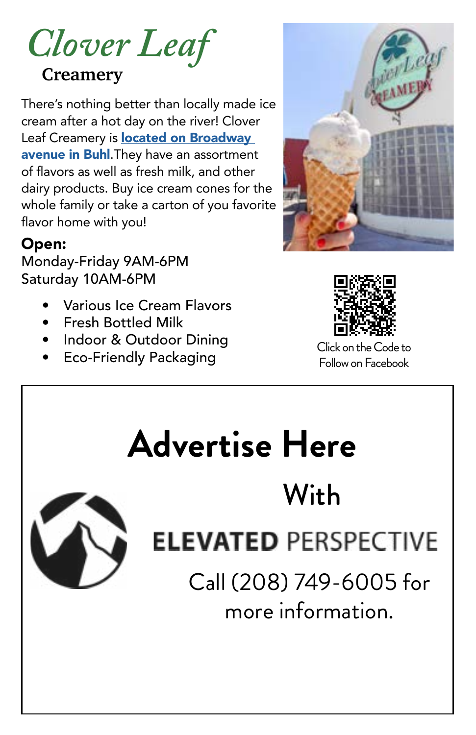# Clover Leaf

## Creamery

There's nothing better than locally made ice cream after a hot day on the river! Clover Leaf Creamery is **located on Broadway avenue in Buhl**.They have an assortment of flavors as well as fresh milk, and other dairy products. Buy ice cream cones for the whole family or take a carton of you favorite flavor home with you!

**Open:**

Monday-Friday 9AM-6PM
Saturday 10AM-6PM

- Various Ice Cream Flavors
- Fresh Bottled Milk
- Indoor & Outdoor Dining
- Eco-Friendly Packaging

Click on the Code to Follow on Facebook

# Advertise Here

With

ELEVATED PERSPECTIVE

Call (208) 749-6005 for more information.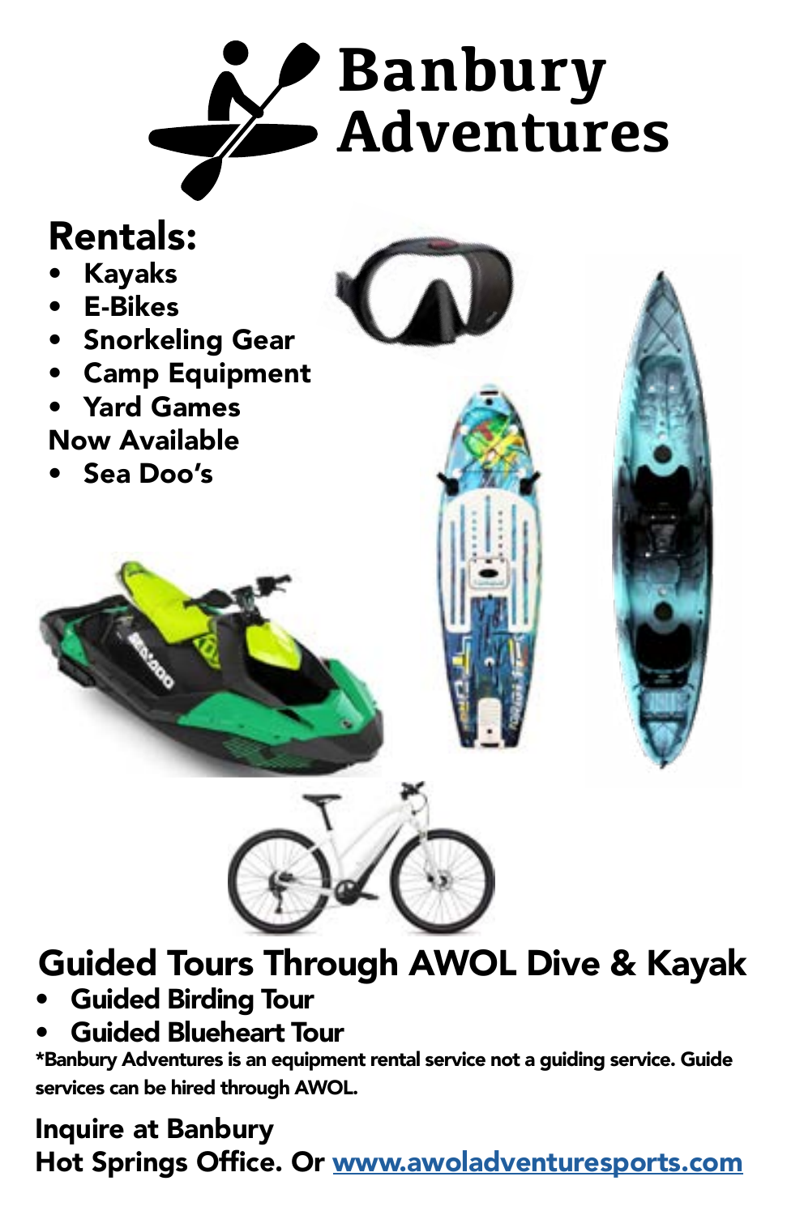# Banbury Adventures

## Rentals:

- Kayaks
- E-Bikes
- Snorkeling Gear
- Camp Equipment
- Yard Games

**Now Available**

- Sea Doo's

## Guided Tours Through AWOL Dive & Kayak

- Guided Birding Tour
- Guided Blueheart Tour

*Banbury Adventures is an equipment rental service not a guiding service. Guide services can be hired through AWOL.

**Inquire at Banbury Hot Springs Office. Or [www.awoladventuresports.com](http://www.awoladventuresports.com)**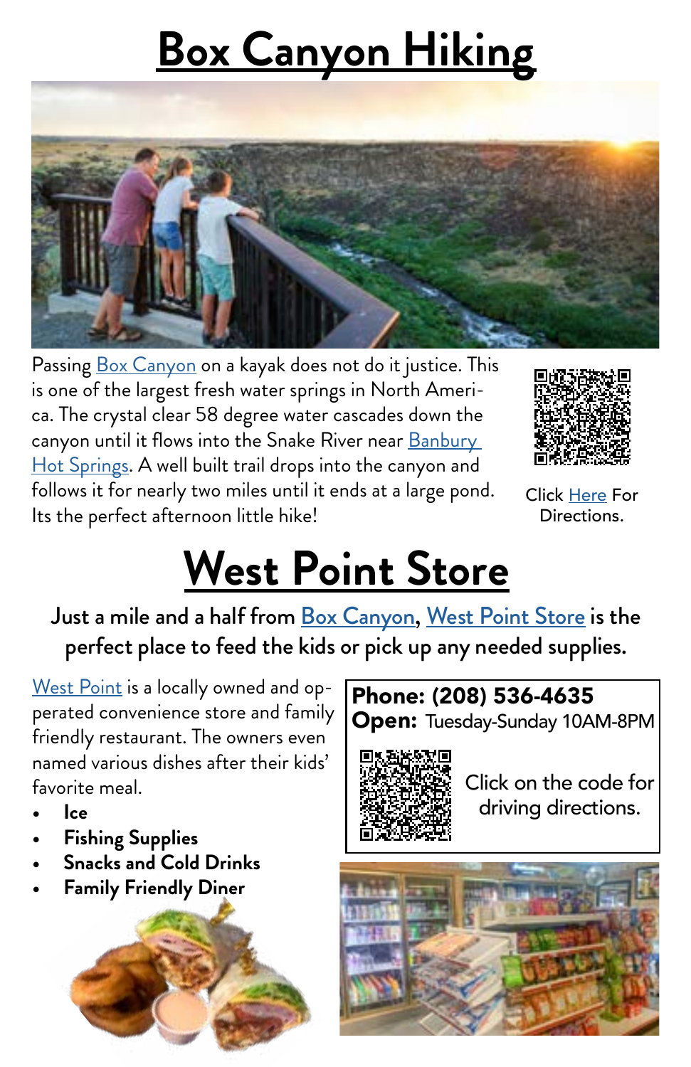# Box Canyon Hiking

Passing Box Canyon on a kayak does not do it justice. This is one of the largest fresh water springs in North America. The crystal clear 58 degree water cascades down the canyon until it flows into the Snake River near Banbury Hot Springs. A well built trail drops into the canyon and follows it for nearly two miles until it ends at a large pond. Its the perfect afternoon little hike!

Click Here For Directions.

# West Point Store

**Just a mile and a half from Box Canyon, West Point Store is the perfect place to feed the kids or pick up any needed supplies.**

West Point is a locally owned and operated convenience store and family friendly restaurant. The owners even named various dishes after their kids' favorite meal.

- **Ice**
- **Fishing Supplies**
- **Snacks and Cold Drinks**
- **Family Friendly Diner**

**Phone: (208) 536-4635**
**Open:** Tuesday-Sunday 10AM-8PM

Click on the code for driving directions.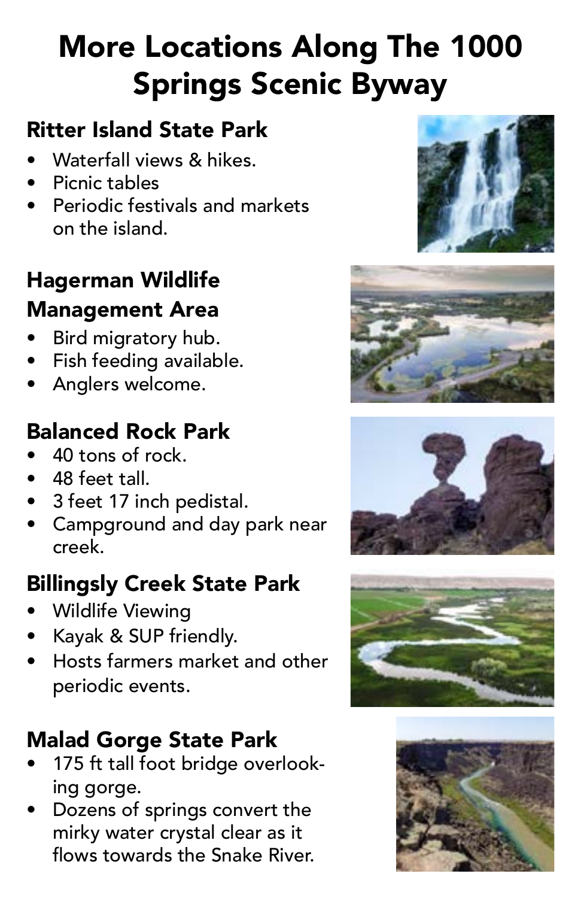# More Locations Along The 1000 Springs Scenic Byway

## Ritter Island State Park

- Waterfall views & hikes.
- Picnic tables
- Periodic festivals and markets on the island.

## Hagerman Wildlife Management Area

- Bird migratory hub.
- Fish feeding available.
- Anglers welcome.

## Balanced Rock Park

- 40 tons of rock.
- 48 feet tall.
- 3 feet 17 inch pedistal.
- Campground and day park near creek.

## Billingsly Creek State Park

- Wildlife Viewing
- Kayak & SUP friendly.
- Hosts farmers market and other periodic events.

## Malad Gorge State Park

- 175 ft tall foot bridge overlooking gorge.
- Dozens of springs convert the mirky water crystal clear as it flows towards the Snake River.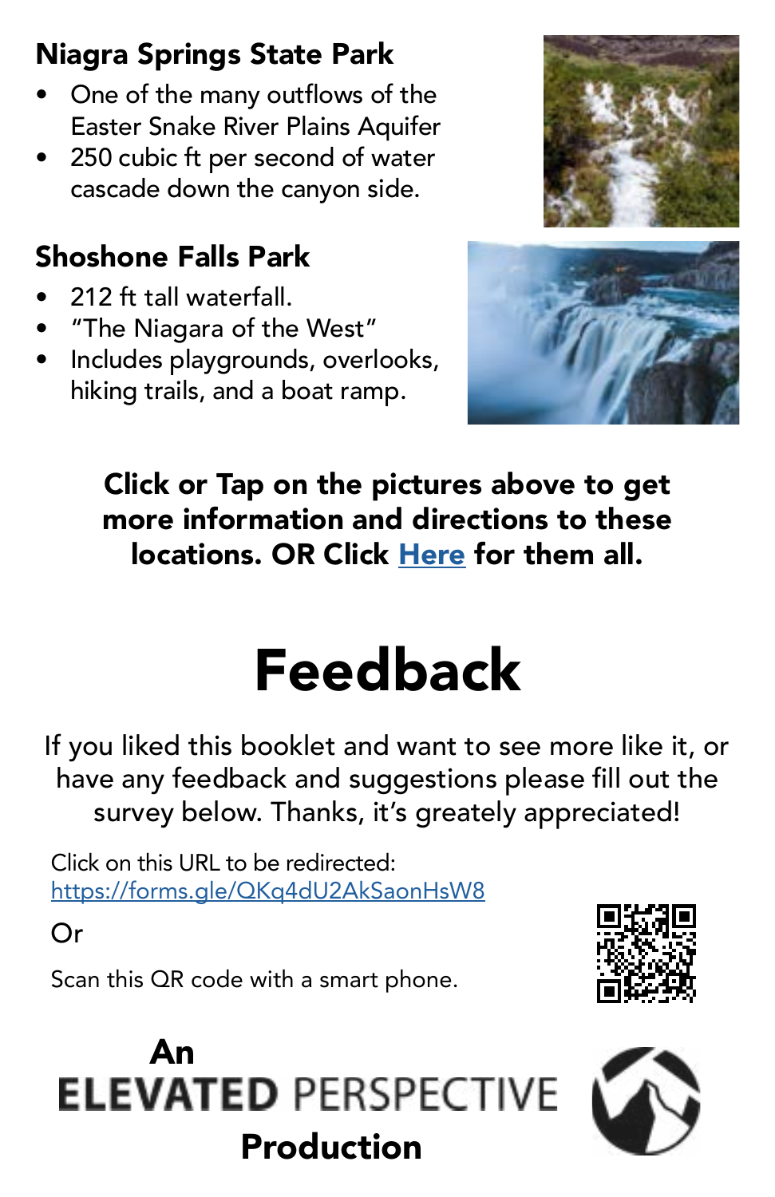## Niagra Springs State Park

- One of the many outflows of the Easter Snake River Plains Aquifer
- 250 cubic ft per second of water cascade down the canyon side.

## Shoshone Falls Park

- 212 ft tall waterfall.
- "The Niagara of the West"
- Includes playgrounds, overlooks, hiking trails, and a boat ramp.

**Click or Tap on the pictures above to get more information and directions to these locations. OR Click Here for them all.**

# Feedback

If you liked this booklet and want to see more like it, or have any feedback and suggestions please fill out the survey below. Thanks, it's greately appreciated!

Click on this URL to be redirected:
https://forms.gle/QKq4dU2AkSaonHsW8

Or

Scan this QR code with a smart phone.

**An ELEVATED PERSPECTIVE Production**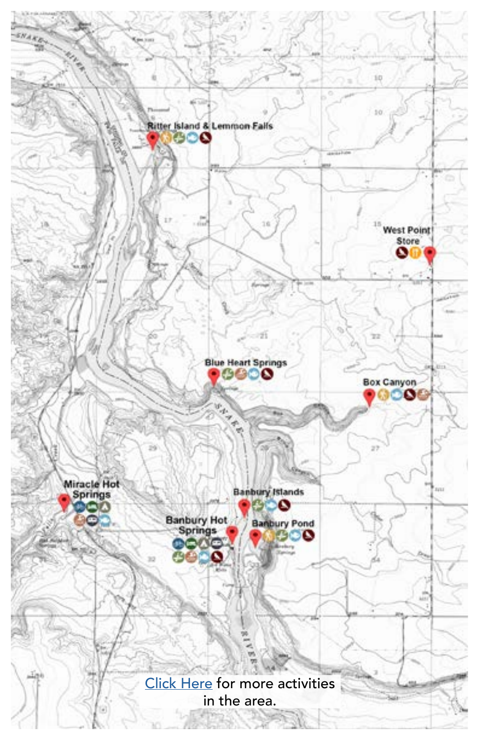Ritter Island & Lemmon Falls

West Point Store

Blue Heart Springs

Box Canyon

Miracle Hot Springs

Banbury Islands

Banbury Hot Springs

Banbury Pond

Click Here for more activities in the area.